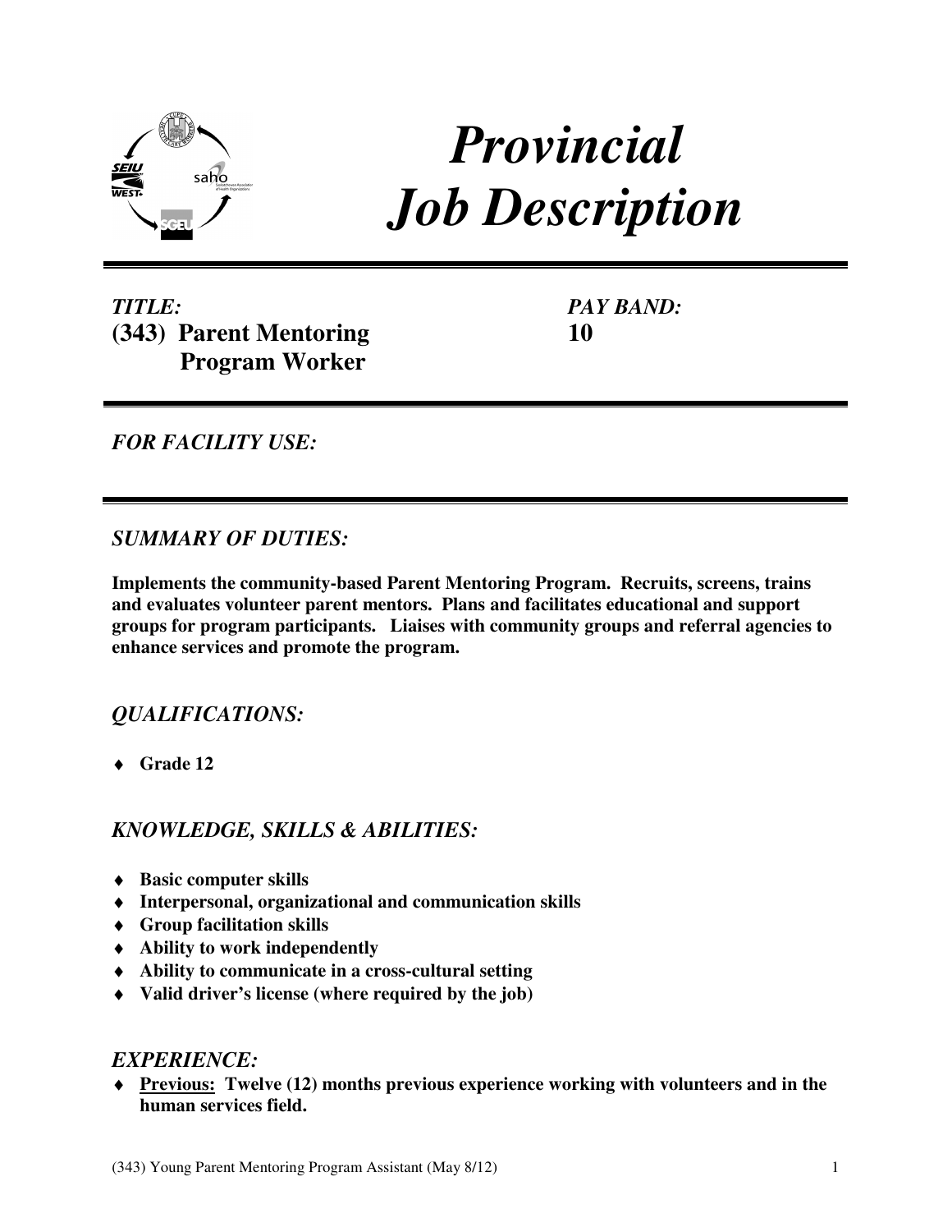# *Provincial Job Description*

***TITLE:***
**(343) Parent Mentoring Program Worker**

***PAY BAND:***
**10**

***FOR FACILITY USE:***

## *SUMMARY OF DUTIES:*

**Implements the community-based Parent Mentoring Program. Recruits, screens, trains and evaluates volunteer parent mentors. Plans and facilitates educational and support groups for program participants. Liaises with community groups and referral agencies to enhance services and promote the program.**

## *QUALIFICATIONS:*

- **Grade 12**

## *KNOWLEDGE, SKILLS & ABILITIES:*

- **Basic computer skills**
- **Interpersonal, organizational and communication skills**
- **Group facilitation skills**
- **Ability to work independently**
- **Ability to communicate in a cross-cultural setting**
- **Valid driver's license (where required by the job)**

## *EXPERIENCE:*

- **<u>Previous:</u> Twelve (12) months previous experience working with volunteers and in the human services field.**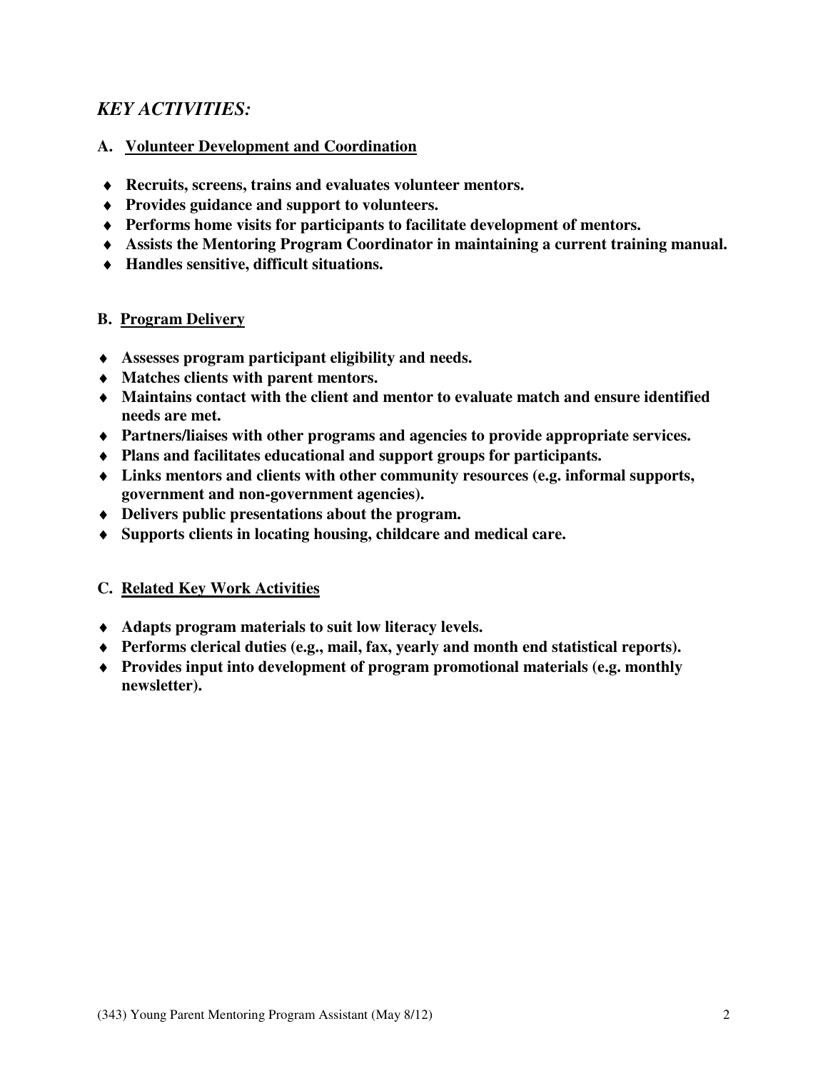## *KEY ACTIVITIES:*

### A. Volunteer Development and Coordination

- **Recruits, screens, trains and evaluates volunteer mentors.**
- **Provides guidance and support to volunteers.**
- **Performs home visits for participants to facilitate development of mentors.**
- **Assists the Mentoring Program Coordinator in maintaining a current training manual.**
- **Handles sensitive, difficult situations.**

### B. Program Delivery

- **Assesses program participant eligibility and needs.**
- **Matches clients with parent mentors.**
- **Maintains contact with the client and mentor to evaluate match and ensure identified needs are met.**
- **Partners/liaises with other programs and agencies to provide appropriate services.**
- **Plans and facilitates educational and support groups for participants.**
- **Links mentors and clients with other community resources (e.g. informal supports, government and non-government agencies).**
- **Delivers public presentations about the program.**
- **Supports clients in locating housing, childcare and medical care.**

### C. Related Key Work Activities

- **Adapts program materials to suit low literacy levels.**
- **Performs clerical duties (e.g., mail, fax, yearly and month end statistical reports).**
- **Provides input into development of program promotional materials (e.g. monthly newsletter).**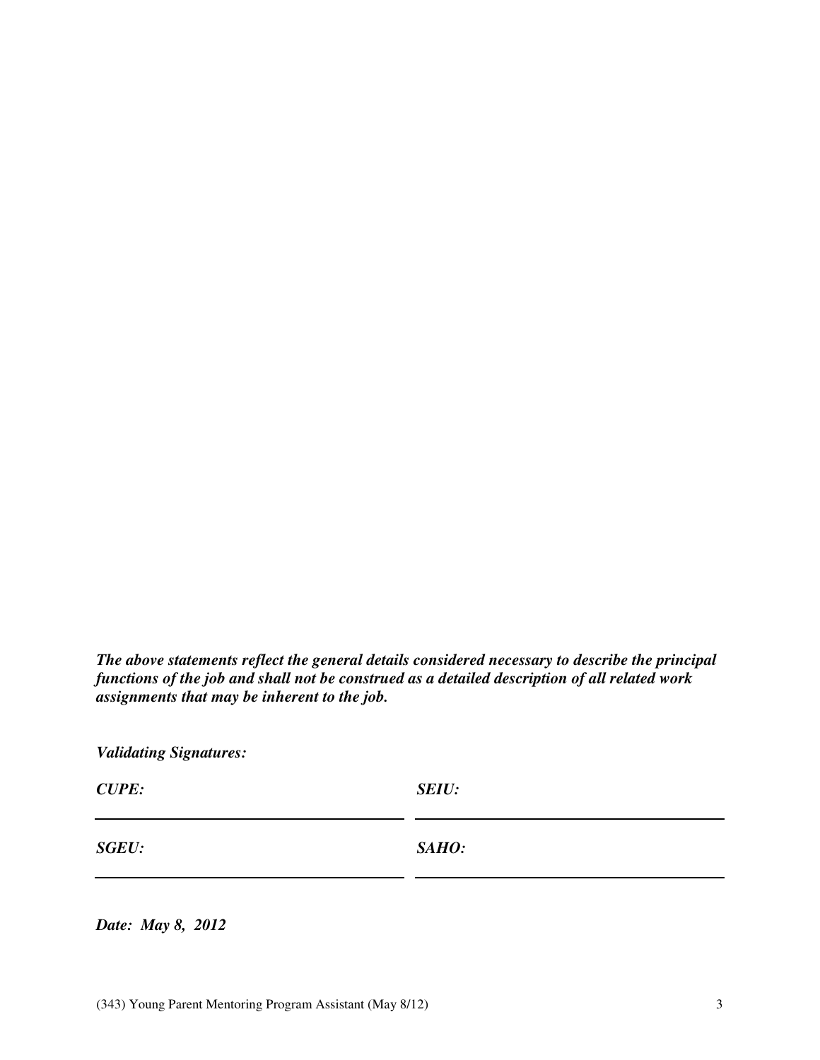***The above statements reflect the general details considered necessary to describe the principal functions of the job and shall not be construed as a detailed description of all related work assignments that may be inherent to the job.***

*Validating Signatures:*

| | |
|---|---|
| ***CUPE:*** | ***SEIU:*** |
| ___________________________ | ___________________________ |
| ***SGEU:*** | ***SAHO:*** |
| ___________________________ | ___________________________ |

***Date: May 8, 2012***